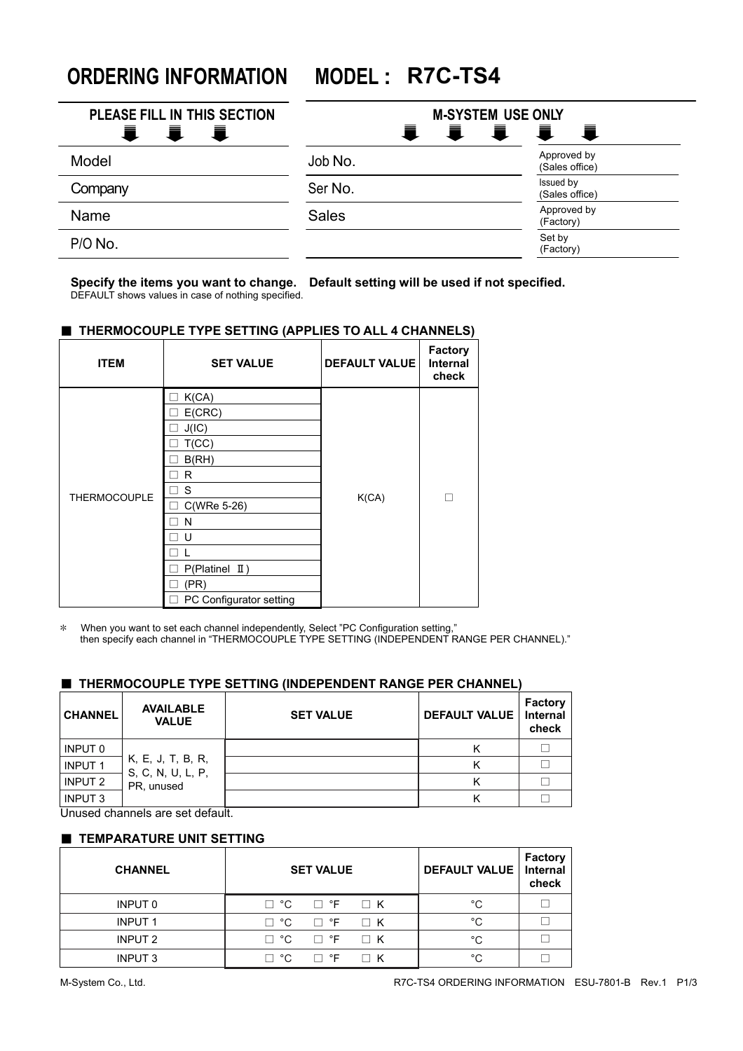# ORDERING INFORMATION MODEL : R7C-TS4

| PLEASE FILL IN THIS SECTION | M-SYSTEM USE ONLY | |
|---|---|---|
| Model | Job No. | Approved by (Sales office) |
| Company | Ser No. | Issued by (Sales office) |
| Name | Sales | Approved by (Factory) |
| P/O No. | | Set by (Factory) |

**Specify the items you want to change. Default setting will be used if not specified.**
DEFAULT shows values in case of nothing specified.

### ■ THERMOCOUPLE TYPE SETTING (APPLIES TO ALL 4 CHANNELS)

| ITEM | SET VALUE | DEFAULT VALUE | Factory Internal check |
|---|---|---|---|
| THERMOCOUPLE | □ K(CA) | K(CA) | □ |
| | □ E(CRC) | | |
| | □ J(IC) | | |
| | □ T(CC) | | |
| | □ B(RH) | | |
| | □ R | | |
| | □ S | | |
| | □ C(WRe 5-26) | | |
| | □ N | | |
| | □ U | | |
| | □ L | | |
| | □ P(Platinel Ⅱ) | | |
| | □ (PR) | | |
| | □ PC Configurator setting | | |

＊ When you want to set each channel independently, Select "PC Configuration setting," then specify each channel in "THERMOCOUPLE TYPE SETTING (INDEPENDENT RANGE PER CHANNEL)."

### ■ THERMOCOUPLE TYPE SETTING (INDEPENDENT RANGE PER CHANNEL)

| CHANNEL | AVAILABLE VALUE | SET VALUE | DEFAULT VALUE | Factory Internal check |
|---|---|---|---|---|
| INPUT 0 | K, E, J, T, B, R, S, C, N, U, L, P, PR, unused | | K | □ |
| INPUT 1 | | | K | □ |
| INPUT 2 | | | K | □ |
| INPUT 3 | | | K | □ |

Unused channels are set default.

### ■ TEMPARATURE UNIT SETTING

| CHANNEL | SET VALUE | DEFAULT VALUE | Factory Internal check |
|---|---|---|---|
| INPUT 0 | □ °C □ °F □ K | °C | □ |
| INPUT 1 | □ °C □ °F □ K | °C | □ |
| INPUT 2 | □ °C □ °F □ K | °C | □ |
| INPUT 3 | □ °C □ °F □ K | °C | □ |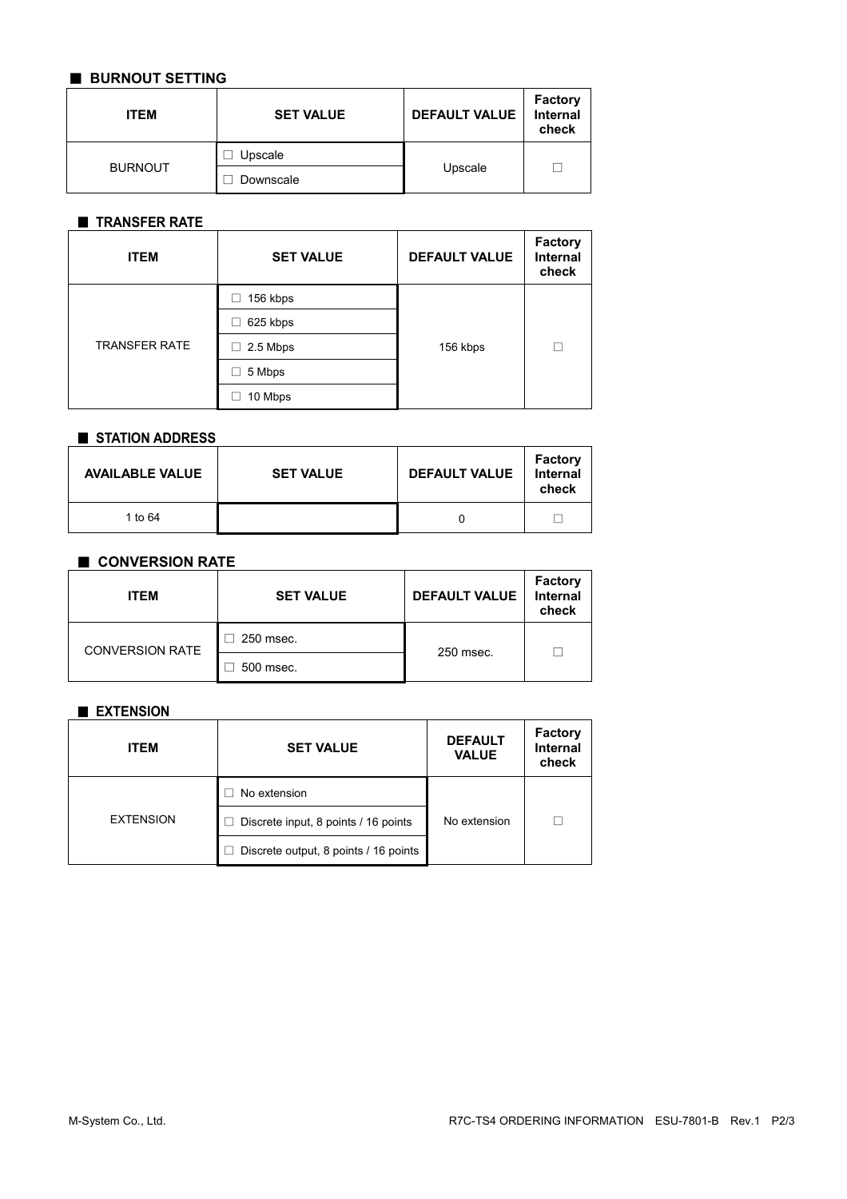## ■ BURNOUT SETTING

| ITEM | SET VALUE | DEFAULT VALUE | Factory Internal check |
|---|---|---|---|
| BURNOUT | ☐ Upscale | Upscale | ☐ |
| | ☐ Downscale | | |

## ■ TRANSFER RATE

| ITEM | SET VALUE | DEFAULT VALUE | Factory Internal check |
|---|---|---|---|
| TRANSFER RATE | ☐ 156 kbps | 156 kbps | ☐ |
| | ☐ 625 kbps | | |
| | ☐ 2.5 Mbps | | |
| | ☐ 5 Mbps | | |
| | ☐ 10 Mbps | | |

## ■ STATION ADDRESS

| AVAILABLE VALUE | SET VALUE | DEFAULT VALUE | Factory Internal check |
|---|---|---|---|
| 1 to 64 | | 0 | ☐ |

## ■ CONVERSION RATE

| ITEM | SET VALUE | DEFAULT VALUE | Factory Internal check |
|---|---|---|---|
| CONVERSION RATE | ☐ 250 msec. | 250 msec. | ☐ |
| | ☐ 500 msec. | | |

## ■ EXTENSION

| ITEM | SET VALUE | DEFAULT VALUE | Factory Internal check |
|---|---|---|---|
| EXTENSION | ☐ No extension | No extension | ☐ |
| | ☐ Discrete input, 8 points / 16 points | | |
| | ☐ Discrete output, 8 points / 16 points | | |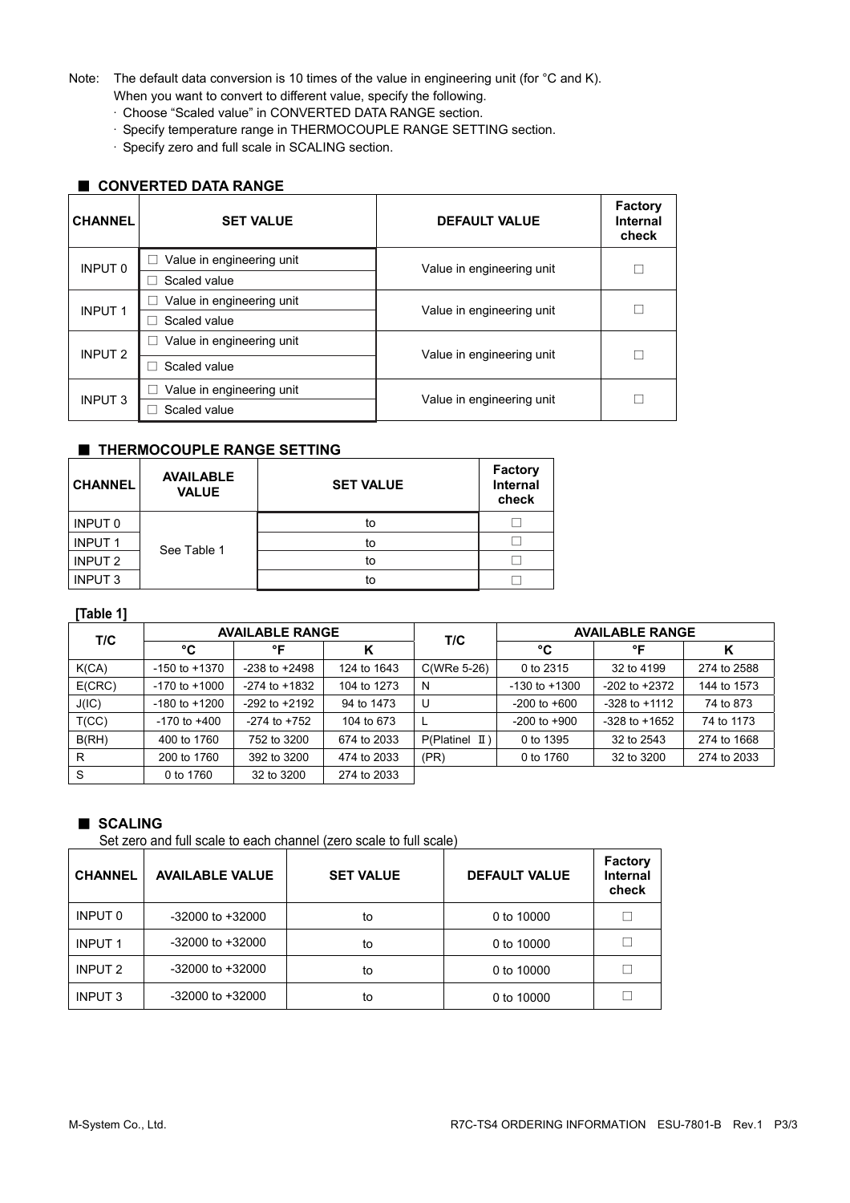Note: The default data conversion is 10 times of the value in engineering unit (for °C and K).
When you want to convert to different value, specify the following.

- Choose "Scaled value" in CONVERTED DATA RANGE section.
- Specify temperature range in THERMOCOUPLE RANGE SETTING section.
- Specify zero and full scale in SCALING section.

## ■ CONVERTED DATA RANGE

| CHANNEL | SET VALUE | DEFAULT VALUE | Factory Internal check |
|---|---|---|---|
| INPUT 0 | □ Value in engineering unit<br>□ Scaled value | Value in engineering unit | □ |
| INPUT 1 | □ Value in engineering unit<br>□ Scaled value | Value in engineering unit | □ |
| INPUT 2 | □ Value in engineering unit<br>□ Scaled value | Value in engineering unit | □ |
| INPUT 3 | □ Value in engineering unit<br>□ Scaled value | Value in engineering unit | □ |

## ■ THERMOCOUPLE RANGE SETTING

| CHANNEL | AVAILABLE VALUE | SET VALUE | Factory Internal check |
|---|---|---|---|
| INPUT 0 | See Table 1 | to | □ |
| INPUT 1 | | to | □ |
| INPUT 2 | | to | □ |
| INPUT 3 | | to | □ |

**[Table 1]**

| T/C | AVAILABLE RANGE | | | T/C | AVAILABLE RANGE | | |
|---|---|---|---|---|---|---|---|
| | °C | °F | K | | °C | °F | K |
| K(CA) | -150 to +1370 | -238 to +2498 | 124 to 1643 | C(WRe 5-26) | 0 to 2315 | 32 to 4199 | 274 to 2588 |
| E(CRC) | -170 to +1000 | -274 to +1832 | 104 to 1273 | N | -130 to +1300 | -202 to +2372 | 144 to 1573 |
| J(IC) | -180 to +1200 | -292 to +2192 | 94 to 1473 | U | -200 to +600 | -328 to +1112 | 74 to 873 |
| T(CC) | -170 to +400 | -274 to +752 | 104 to 673 | L | -200 to +900 | -328 to +1652 | 74 to 1173 |
| B(RH) | 400 to 1760 | 752 to 3200 | 674 to 2033 | P(Platinel Ⅱ) | 0 to 1395 | 32 to 2543 | 274 to 1668 |
| R | 200 to 1760 | 392 to 3200 | 474 to 2033 | (PR) | 0 to 1760 | 32 to 3200 | 274 to 2033 |
| S | 0 to 1760 | 32 to 3200 | 274 to 2033 | | | | |

## ■ SCALING

Set zero and full scale to each channel (zero scale to full scale)

| CHANNEL | AVAILABLE VALUE | SET VALUE | DEFAULT VALUE | Factory Internal check |
|---|---|---|---|---|
| INPUT 0 | -32000 to +32000 | to | 0 to 10000 | □ |
| INPUT 1 | -32000 to +32000 | to | 0 to 10000 | □ |
| INPUT 2 | -32000 to +32000 | to | 0 to 10000 | □ |
| INPUT 3 | -32000 to +32000 | to | 0 to 10000 | □ |